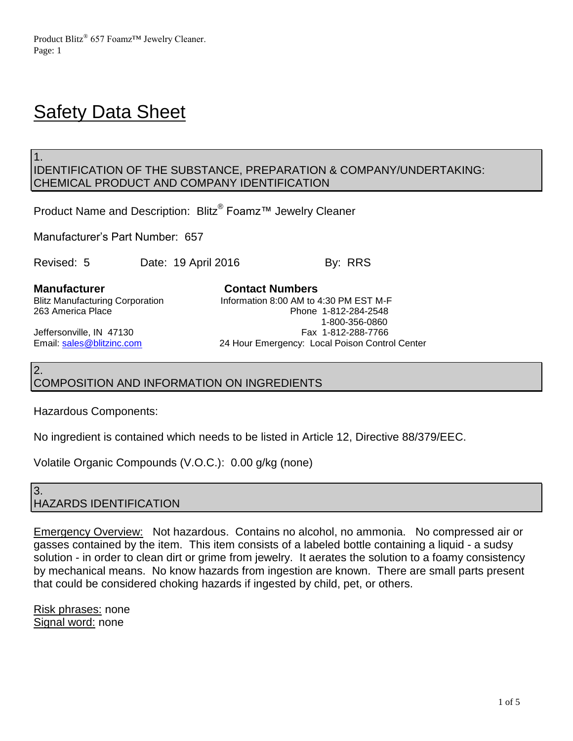# Safety Data Sheet

## 1. IDENTIFICATION OF THE SUBSTANCE, PREPARATION & COMPANY/UNDERTAKING: CHEMICAL PRODUCT AND COMPANY IDENTIFICATION

Product Name and Description: Blitz® Foamz™ Jewelry Cleaner

Manufacturer's Part Number: 657

Revised: 5 Date: 19 April 2016 By: RRS

**Manufacturer**
Blitz Manufacturing Corporation
263 America Place
Jeffersonville, IN 47130
Email: sales@blitzinc.com

**Contact Numbers**
Information 8:00 AM to 4:30 PM EST M-F
Phone 1-812-284-2548
1-800-356-0860
Fax 1-812-288-7766
24 Hour Emergency: Local Poison Control Center

## 2. COMPOSITION AND INFORMATION ON INGREDIENTS

Hazardous Components:

No ingredient is contained which needs to be listed in Article 12, Directive 88/379/EEC.

Volatile Organic Compounds (V.O.C.): 0.00 g/kg (none)

## 3. HAZARDS IDENTIFICATION

Emergency Overview: Not hazardous. Contains no alcohol, no ammonia. No compressed air or gasses contained by the item. This item consists of a labeled bottle containing a liquid - a sudsy solution - in order to clean dirt or grime from jewelry. It aerates the solution to a foamy consistency by mechanical means. No know hazards from ingestion are known. There are small parts present that could be considered choking hazards if ingested by child, pet, or others.

Risk phrases: none
Signal word: none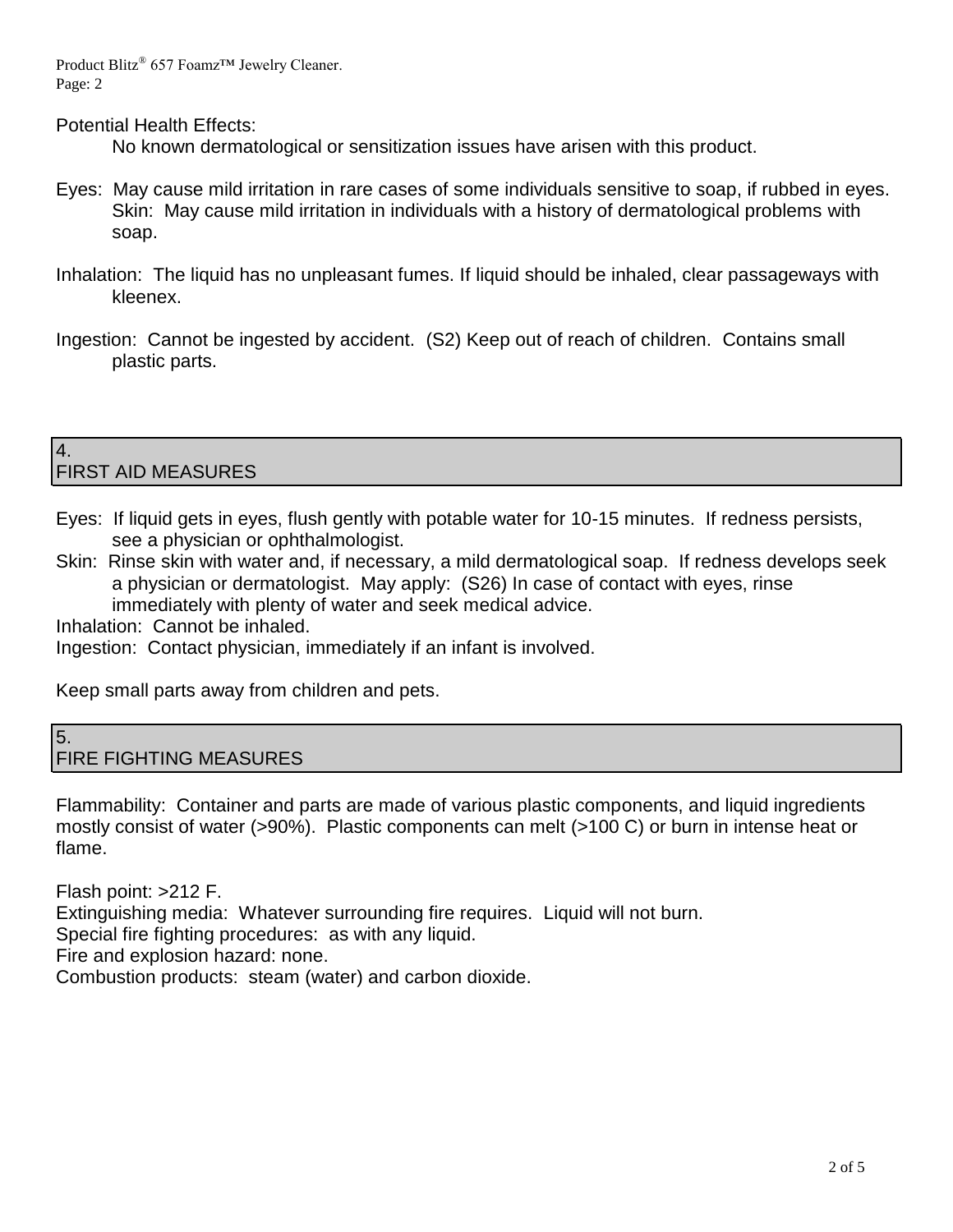Potential Health Effects:

No known dermatological or sensitization issues have arisen with this product.

Eyes: May cause mild irritation in rare cases of some individuals sensitive to soap, if rubbed in eyes. Skin: May cause mild irritation in individuals with a history of dermatological problems with soap.

Inhalation: The liquid has no unpleasant fumes. If liquid should be inhaled, clear passageways with kleenex.

Ingestion: Cannot be ingested by accident. (S2) Keep out of reach of children. Contains small plastic parts.

## 4. FIRST AID MEASURES

Eyes: If liquid gets in eyes, flush gently with potable water for 10-15 minutes. If redness persists, see a physician or ophthalmologist.

Skin: Rinse skin with water and, if necessary, a mild dermatological soap. If redness develops seek a physician or dermatologist. May apply: (S26) In case of contact with eyes, rinse immediately with plenty of water and seek medical advice.

Inhalation: Cannot be inhaled.

Ingestion: Contact physician, immediately if an infant is involved.

Keep small parts away from children and pets.

## 5. FIRE FIGHTING MEASURES

Flammability: Container and parts are made of various plastic components, and liquid ingredients mostly consist of water (>90%). Plastic components can melt (>100 C) or burn in intense heat or flame.

Flash point: >212 F.

Extinguishing media: Whatever surrounding fire requires. Liquid will not burn.

Special fire fighting procedures: as with any liquid.

Fire and explosion hazard: none.

Combustion products: steam (water) and carbon dioxide.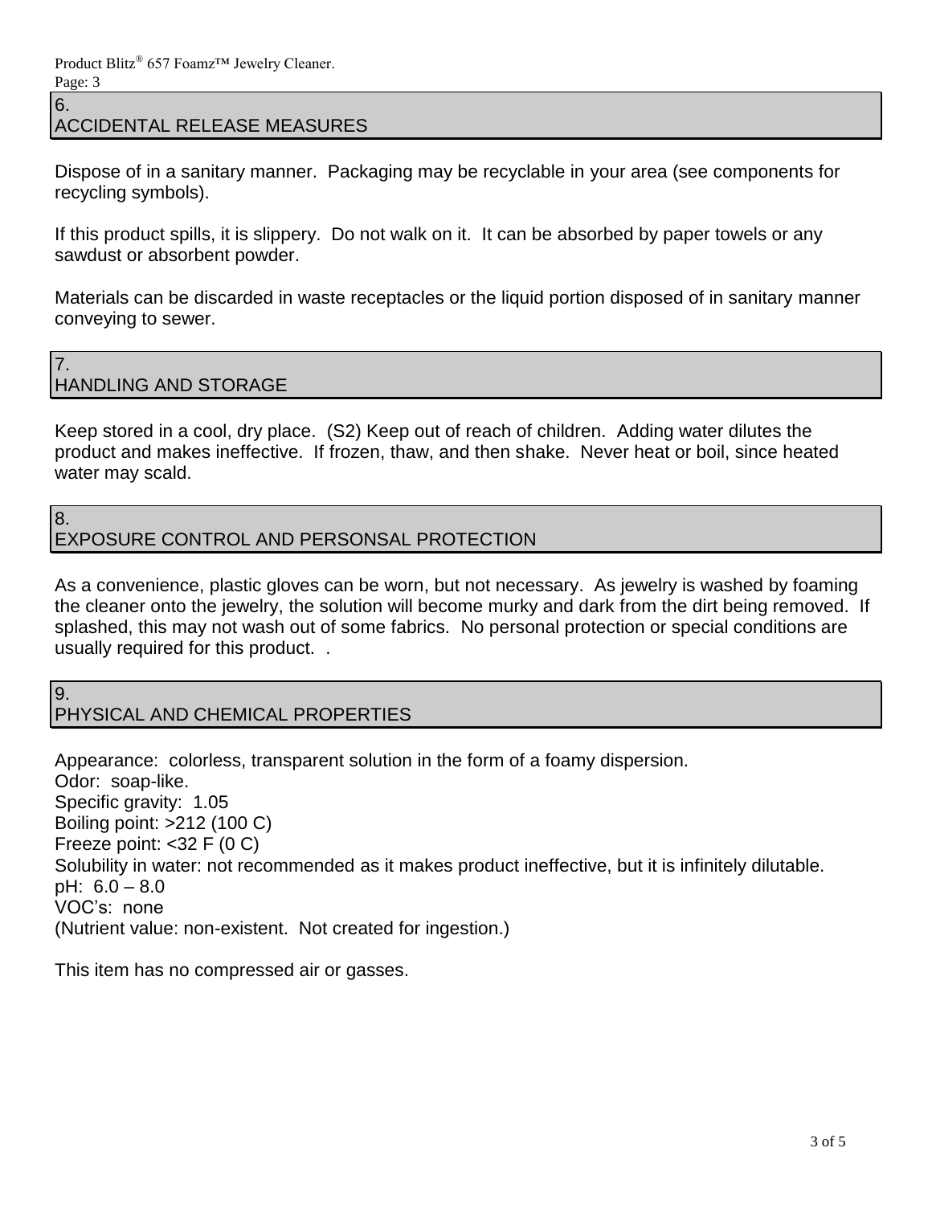## 6. ACCIDENTAL RELEASE MEASURES

Dispose of in a sanitary manner. Packaging may be recyclable in your area (see components for recycling symbols).

If this product spills, it is slippery. Do not walk on it. It can be absorbed by paper towels or any sawdust or absorbent powder.

Materials can be discarded in waste receptacles or the liquid portion disposed of in sanitary manner conveying to sewer.

## 7. HANDLING AND STORAGE

Keep stored in a cool, dry place. (S2) Keep out of reach of children. Adding water dilutes the product and makes ineffective. If frozen, thaw, and then shake. Never heat or boil, since heated water may scald.

## 8. EXPOSURE CONTROL AND PERSONSAL PROTECTION

As a convenience, plastic gloves can be worn, but not necessary. As jewelry is washed by foaming the cleaner onto the jewelry, the solution will become murky and dark from the dirt being removed. If splashed, this may not wash out of some fabrics. No personal protection or special conditions are usually required for this product. .

## 9. PHYSICAL AND CHEMICAL PROPERTIES

Appearance: colorless, transparent solution in the form of a foamy dispersion.
Odor: soap-like.
Specific gravity: 1.05
Boiling point: >212 (100 C)
Freeze point: <32 F (0 C)
Solubility in water: not recommended as it makes product ineffective, but it is infinitely dilutable.
pH: 6.0 – 8.0
VOC's: none
(Nutrient value: non-existent. Not created for ingestion.)

This item has no compressed air or gasses.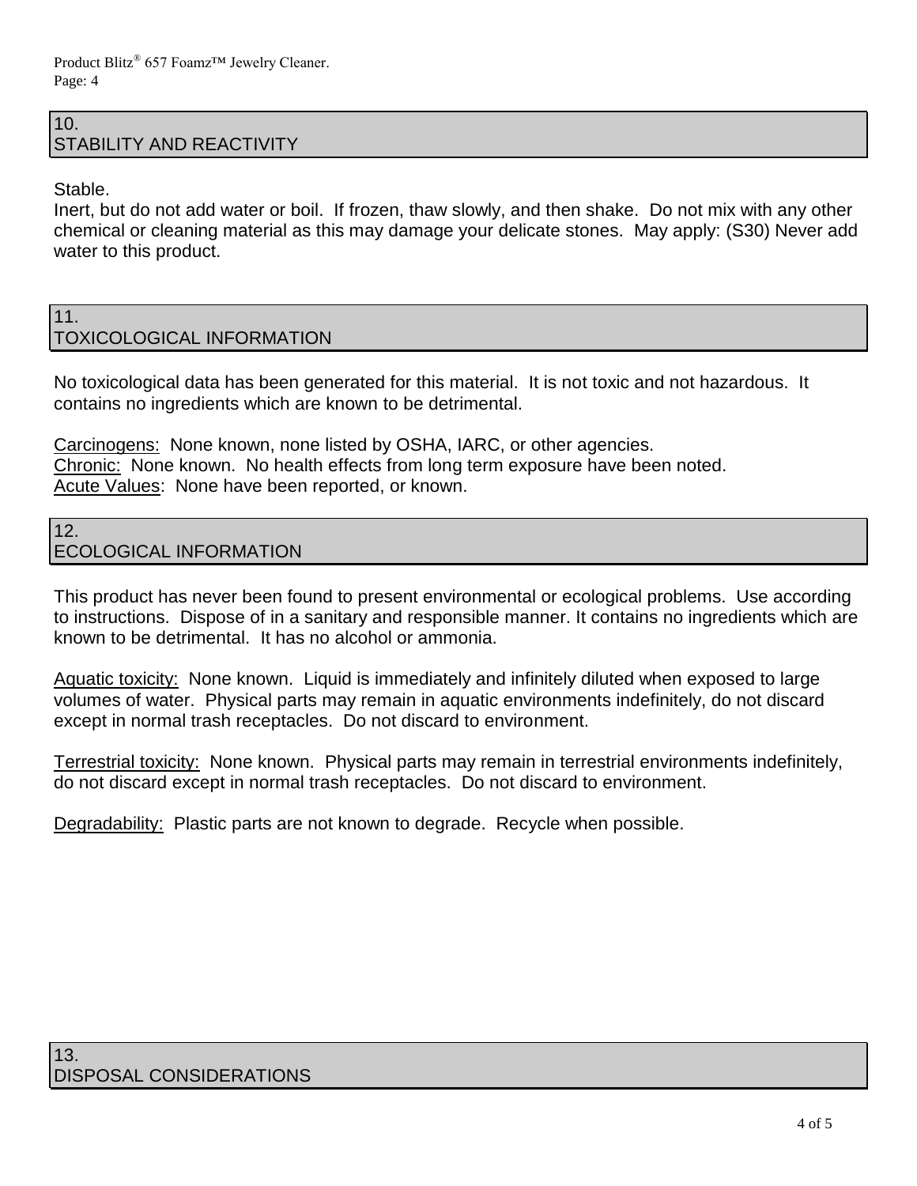## 10. STABILITY AND REACTIVITY

Stable.
Inert, but do not add water or boil. If frozen, thaw slowly, and then shake. Do not mix with any other chemical or cleaning material as this may damage your delicate stones. May apply: (S30) Never add water to this product.

## 11. TOXICOLOGICAL INFORMATION

No toxicological data has been generated for this material. It is not toxic and not hazardous. It contains no ingredients which are known to be detrimental.

Carcinogens: None known, none listed by OSHA, IARC, or other agencies.
Chronic: None known. No health effects from long term exposure have been noted.
Acute Values: None have been reported, or known.

## 12. ECOLOGICAL INFORMATION

This product has never been found to present environmental or ecological problems. Use according to instructions. Dispose of in a sanitary and responsible manner. It contains no ingredients which are known to be detrimental. It has no alcohol or ammonia.

Aquatic toxicity: None known. Liquid is immediately and infinitely diluted when exposed to large volumes of water. Physical parts may remain in aquatic environments indefinitely, do not discard except in normal trash receptacles. Do not discard to environment.

Terrestrial toxicity: None known. Physical parts may remain in terrestrial environments indefinitely, do not discard except in normal trash receptacles. Do not discard to environment.

Degradability: Plastic parts are not known to degrade. Recycle when possible.

## 13. DISPOSAL CONSIDERATIONS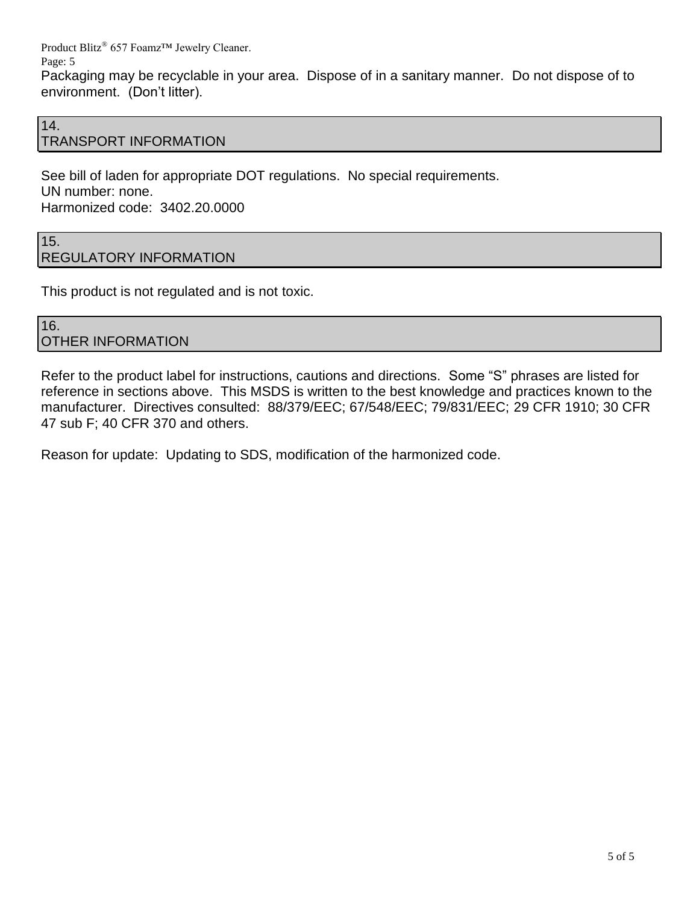Packaging may be recyclable in your area. Dispose of in a sanitary manner. Do not dispose of to environment. (Don't litter).

## 14. TRANSPORT INFORMATION

See bill of laden for appropriate DOT regulations. No special requirements.
UN number: none.
Harmonized code: 3402.20.0000

## 15. REGULATORY INFORMATION

This product is not regulated and is not toxic.

## 16. OTHER INFORMATION

Refer to the product label for instructions, cautions and directions. Some "S" phrases are listed for reference in sections above. This MSDS is written to the best knowledge and practices known to the manufacturer. Directives consulted: 88/379/EEC; 67/548/EEC; 79/831/EEC; 29 CFR 1910; 30 CFR 47 sub F; 40 CFR 370 and others.

Reason for update: Updating to SDS, modification of the harmonized code.